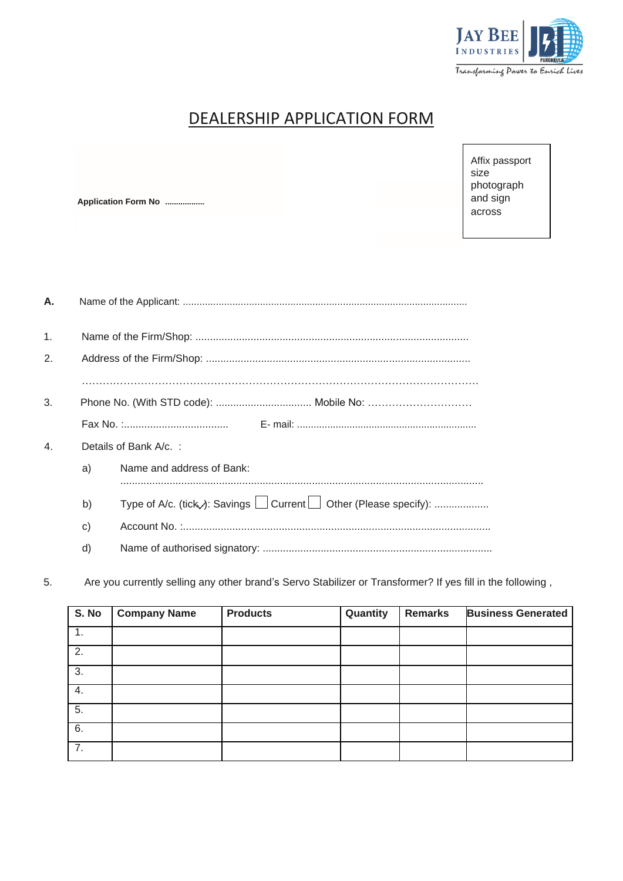JAY BEE INDUSTRIES

JBI PANCHKULA

Transforming Power to Enrich Lives

# DEALERSHIP APPLICATION FORM

**Application Form No ..................**

Affix passport size photograph and sign across

**A.** Name of the Applicant: ....................................................................................................

1. Name of the Firm/Shop: .............................................................................................

2. Address of the Firm/Shop: ..........................................................................................

   …………………………………………………………………………………………………

3. Phone No. (With STD code): ................................. Mobile No: …………………………

   Fax No. :.................................... E- mail: ................................................................

4. Details of Bank A/c. :

   a) Name and address of Bank:

      ...........................................................................................................................

   b) Type of A/c. (tick✓): Savings ☐ Current ☐ Other (Please specify): ...................

   c) Account No. :.........................................................................................................

   d) Name of authorised signatory: ..............................................................................

5. Are you currently selling any other brand's Servo Stabilizer or Transformer? If yes fill in the following ,

| S. No | Company Name | Products | Quantity | Remarks | Business Generated |
|---|---|---|---|---|---|
| 1. | | | | | |
| 2. | | | | | |
| 3. | | | | | |
| 4. | | | | | |
| 5. | | | | | |
| 6. | | | | | |
| 7. | | | | | |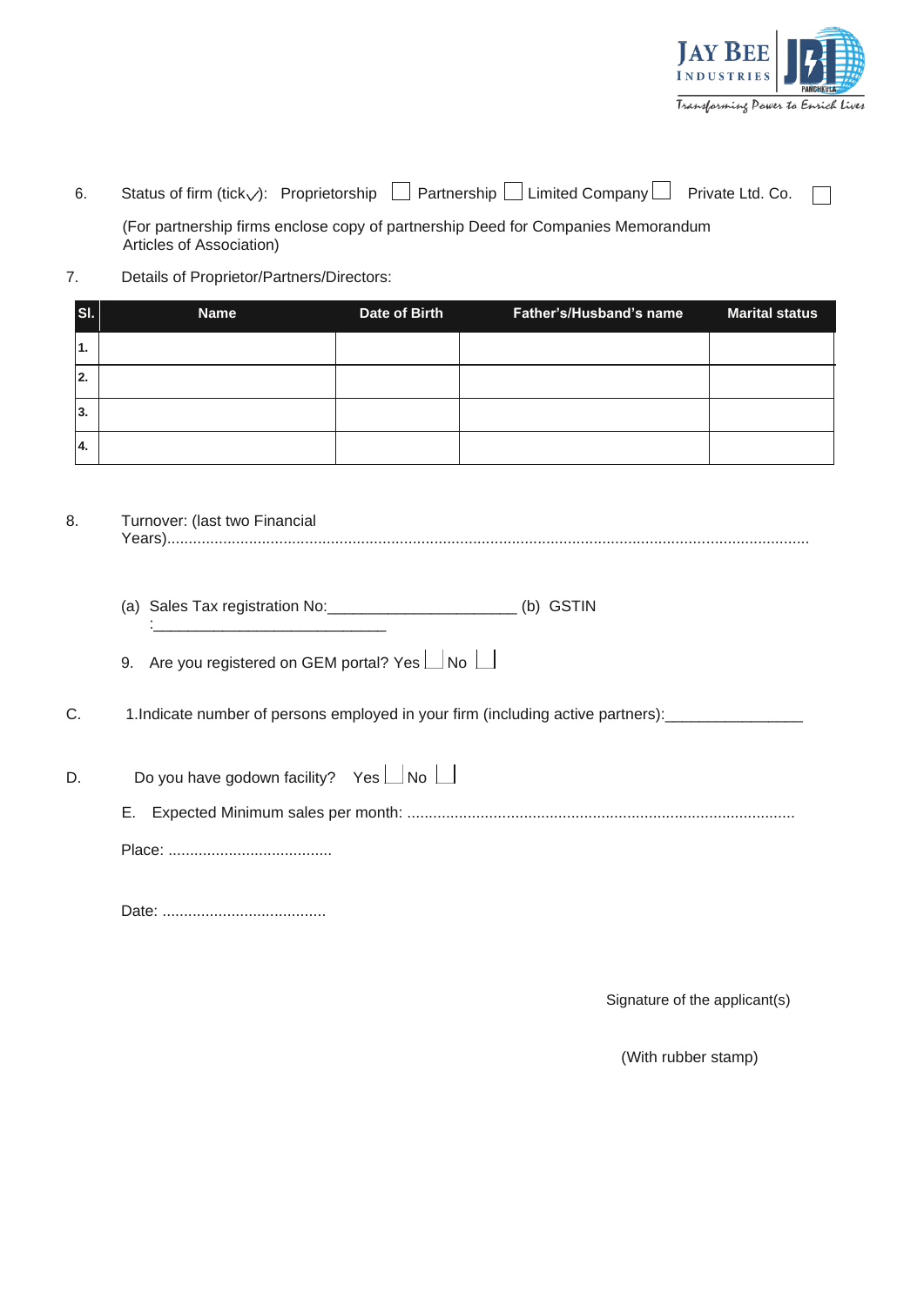6. Status of firm (tick✓): Proprietorship ☐ Partnership ☐ Limited Company ☐ Private Ltd. Co. ☐

   (For partnership firms enclose copy of partnership Deed for Companies Memorandum Articles of Association)

7. Details of Proprietor/Partners/Directors:

| Sl. | Name | Date of Birth | Father's/Husband's name | Marital status |
|---|---|---|---|---|
| 1. | | | | |
| 2. | | | | |
| 3. | | | | |
| 4. | | | | |

8. Turnover: (last two Financial Years)......................................................................................................................................

   (a) Sales Tax registration No:______________________ (b) GSTIN :____________________________

   9. Are you registered on GEM portal? Yes ☐ No ☐

C. 1.Indicate number of persons employed in your firm (including active partners):________________

D. Do you have godown facility? Yes ☐ No ☐

   E. Expected Minimum sales per month: .........................................................................................

   Place: ......................................

   Date: ......................................

Signature of the applicant(s)

(With rubber stamp)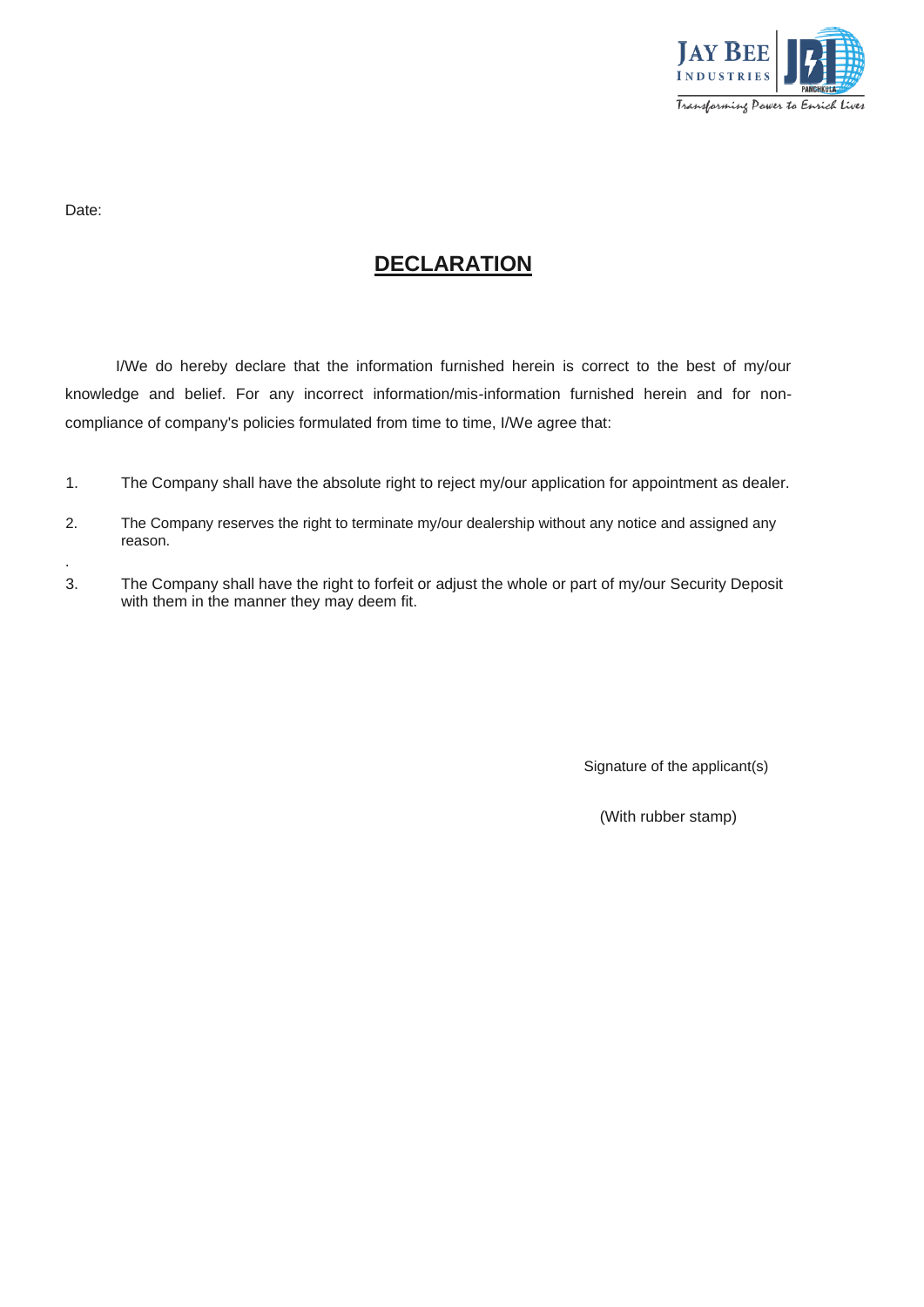Date:

# DECLARATION

I/We do hereby declare that the information furnished herein is correct to the best of my/our knowledge and belief. For any incorrect information/mis-information furnished herein and for non-compliance of company's policies formulated from time to time, I/We agree that:

1. The Company shall have the absolute right to reject my/our application for appointment as dealer.
2. The Company reserves the right to terminate my/our dealership without any notice and assigned any reason.
3. The Company shall have the right to forfeit or adjust the whole or part of my/our Security Deposit with them in the manner they may deem fit.

Signature of the applicant(s)

(With rubber stamp)